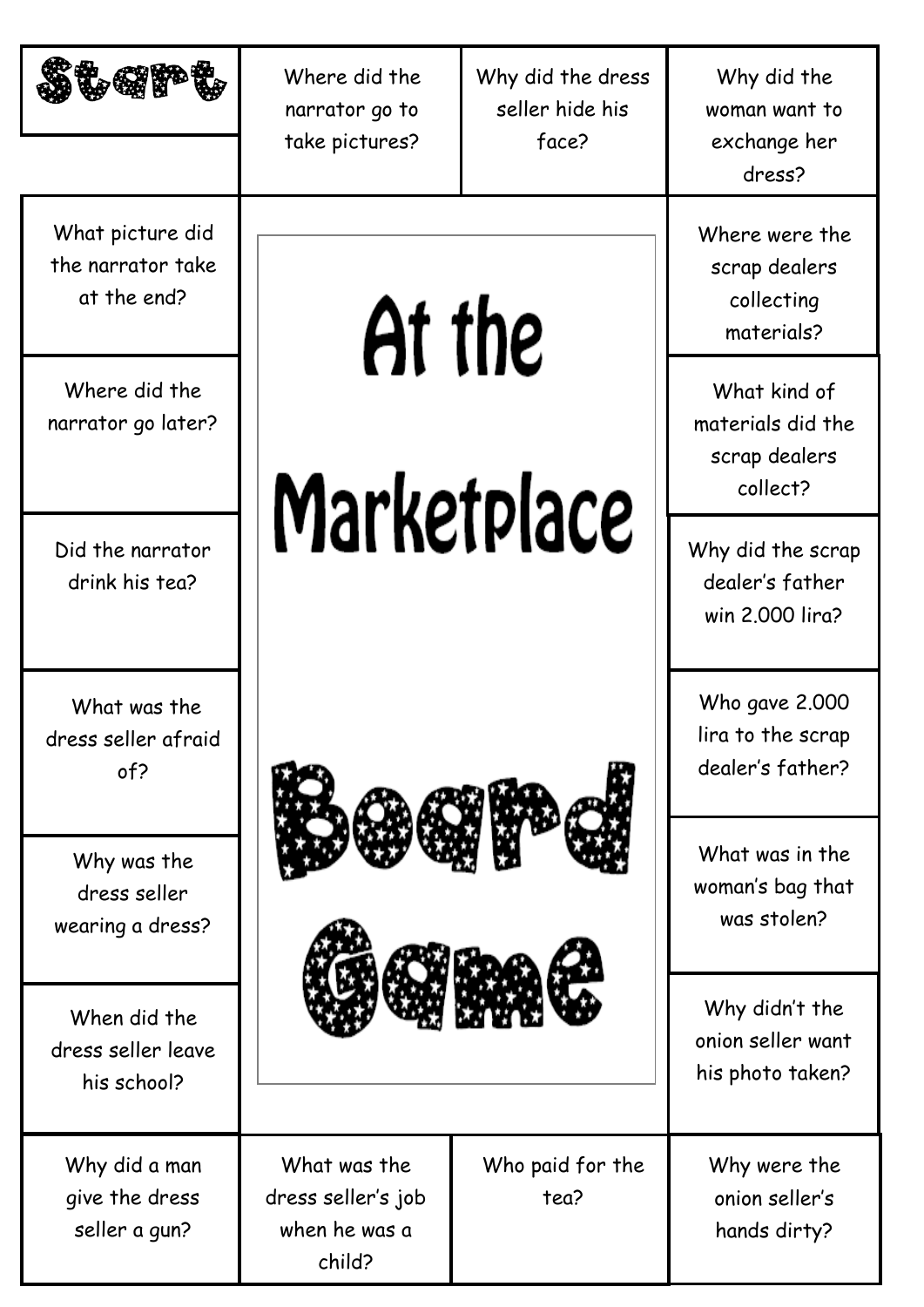# At the Marketplace Board Game

Start

Where did the narrator go to take pictures?

Why did the dress seller hide his face?

Why did the woman want to exchange her dress?

Where were the scrap dealers collecting materials?

What kind of materials did the scrap dealers collect?

Why did the scrap dealer's father win 2.000 lira?

Who gave 2.000 lira to the scrap dealer's father?

What was in the woman's bag that was stolen?

Why didn't the onion seller want his photo taken?

Why were the onion seller's hands dirty?

Who paid for the tea?

What was the dress seller's job when he was a child?

Why did a man give the dress seller a gun?

When did the dress seller leave his school?

Why was the dress seller wearing a dress?

What was the dress seller afraid of?

Did the narrator drink his tea?

Where did the narrator go later?

What picture did the narrator take at the end?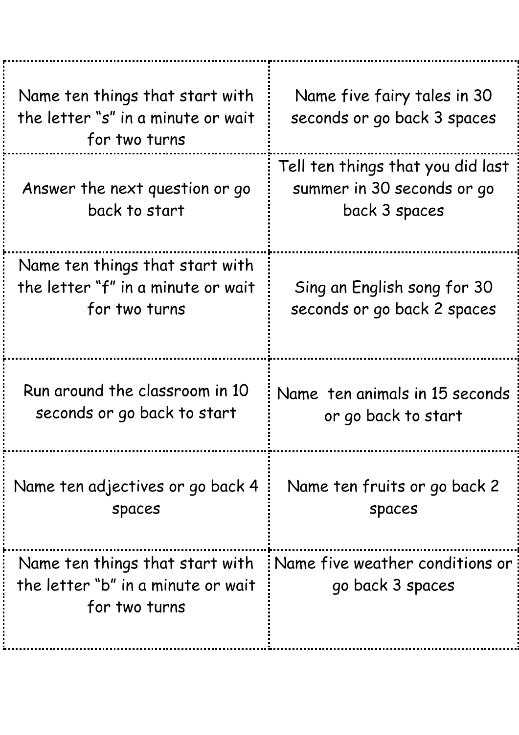| | |
|---|---|
| Name ten things that start with the letter "s" in a minute or wait for two turns | Name five fairy tales in 30 seconds or go back 3 spaces |
| Answer the next question or go back to start | Tell ten things that you did last summer in 30 seconds or go back 3 spaces |
| Name ten things that start with the letter "f" in a minute or wait for two turns | Sing an English song for 30 seconds or go back 2 spaces |
| Run around the classroom in 10 seconds or go back to start | Name ten animals in 15 seconds or go back to start |
| Name ten adjectives or go back 4 spaces | Name ten fruits or go back 2 spaces |
| Name ten things that start with the letter "b" in a minute or wait for two turns | Name five weather conditions or go back 3 spaces |